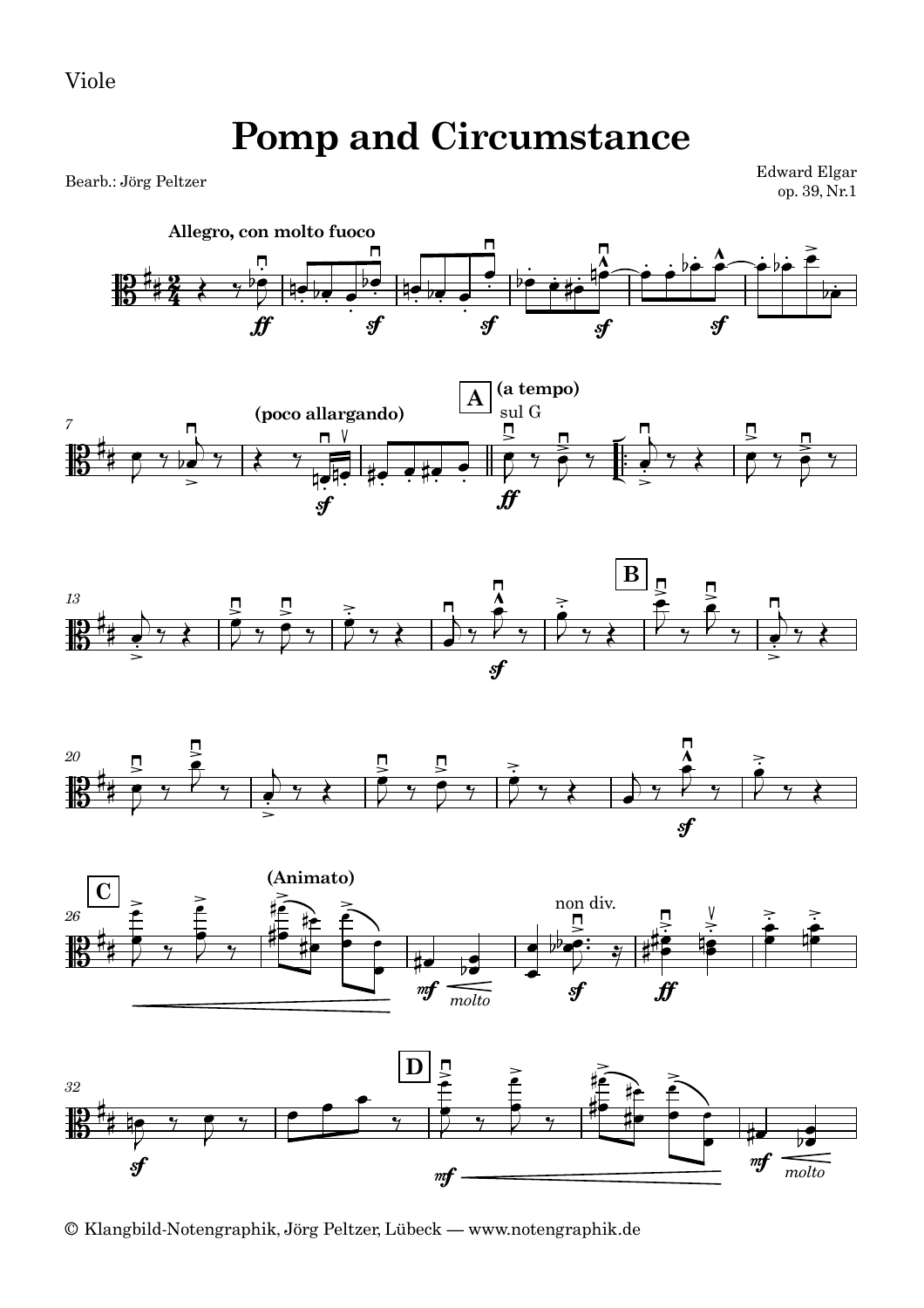Viole

# Pomp and Circumstance

Bearb.: Jörg Peltzer

Edward Elgar
op. 39, Nr.1

**Allegro, con molto fuoco**

**(poco allargando)**

**A** **(a tempo)** sul G

**B**

**C** **(Animato)**

non div.

*molto*

**D**

*molto*

© Klangbild-Notengraphik, Jörg Peltzer, Lübeck — www.notengraphik.de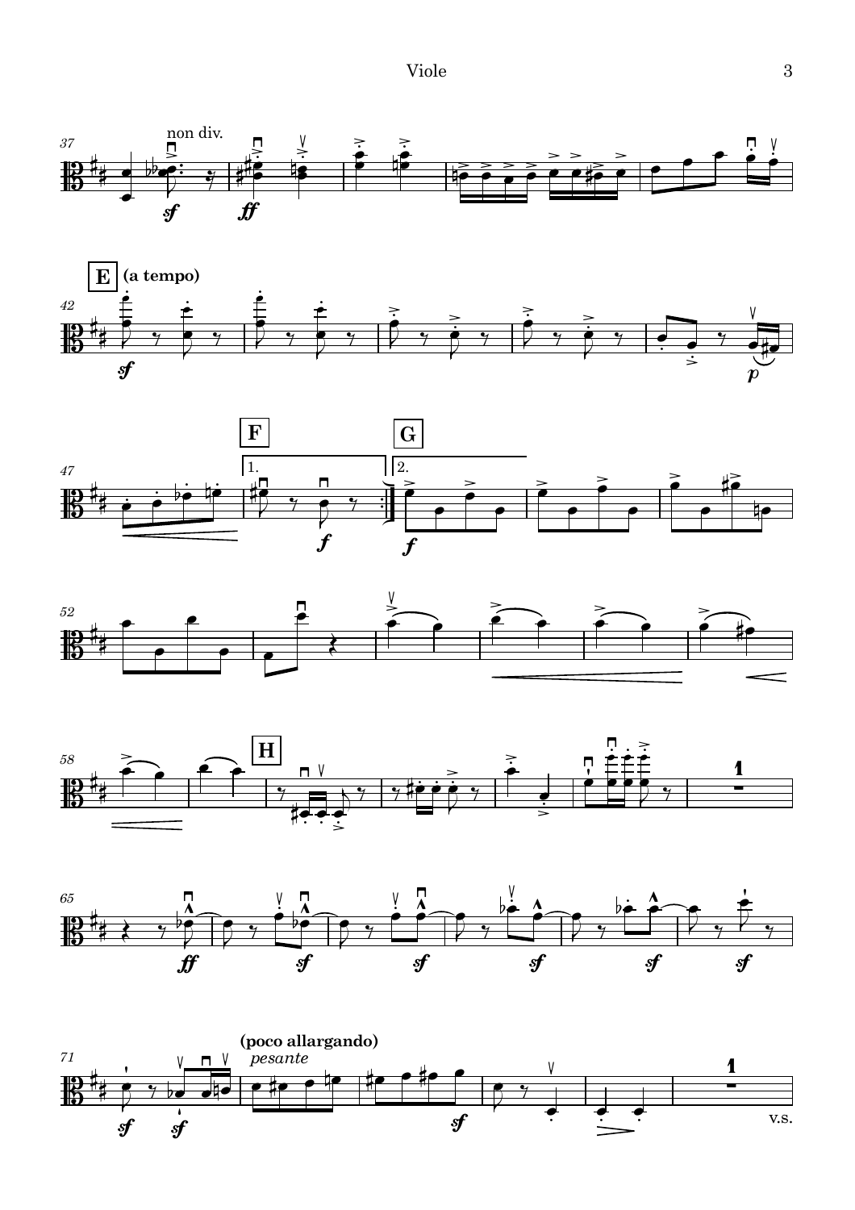non div.

**E** **(a tempo)**

**F**

**G**

**H**

**(poco allargando)**

*pesante*

v.s.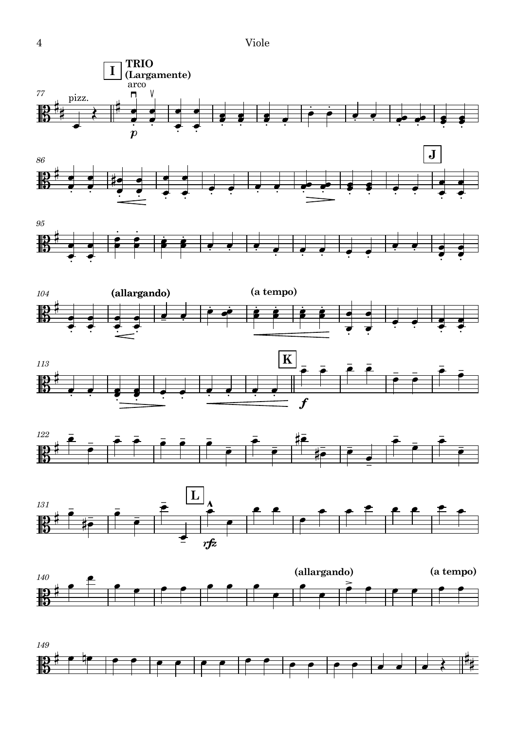**I** **TRIO** **(Largamente)**

pizz. arco

*p*

**J**

**(allargando)** **(a tempo)**

**K**

*f*

**L**

*rfz*

**(allargando)** **(a tempo)**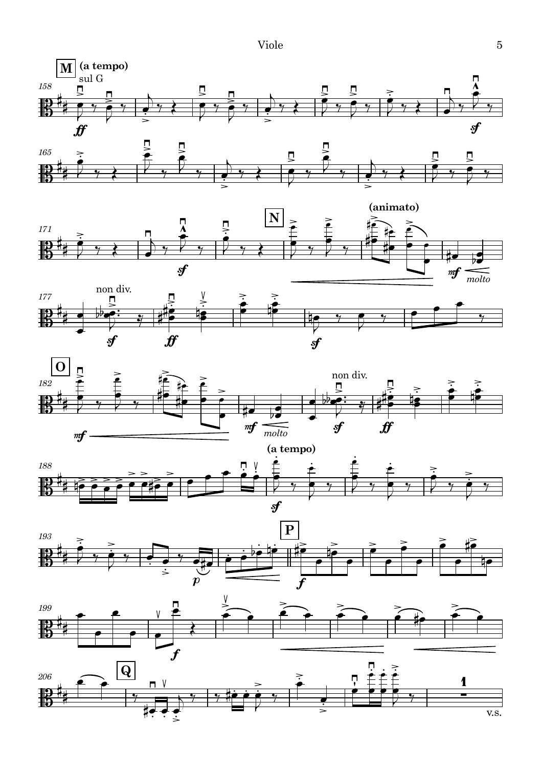**M** **(a tempo)**

sul G

158

165

171

**N**

**(animato)**

*molto*

177

non div.

**O**

182

*molto*

non div.

188

**(a tempo)**

193

**P**

199

206

**Q**

v.s.